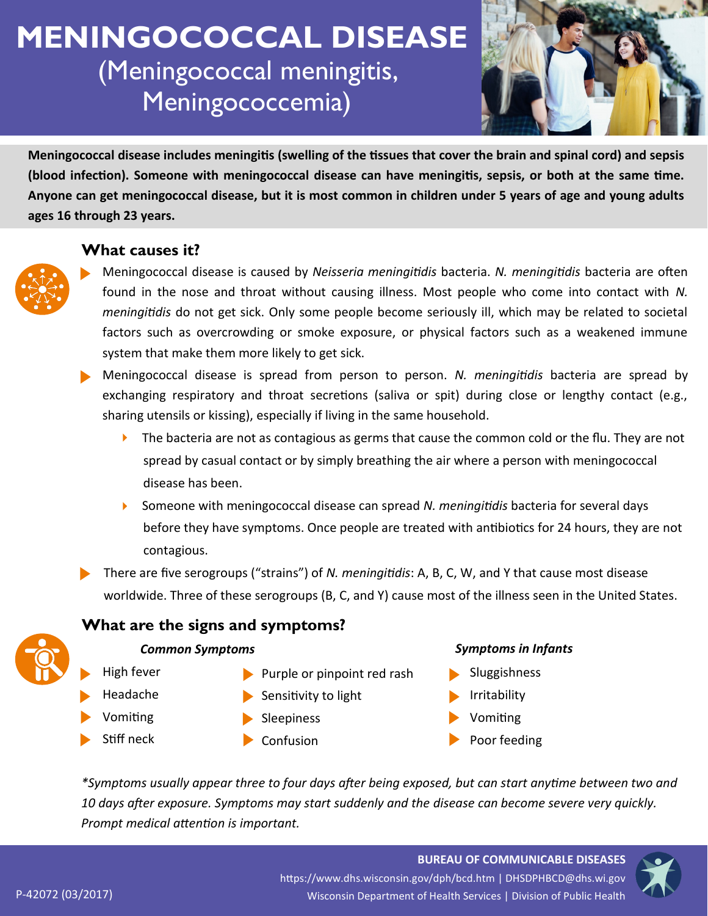# MENINGOCOCCAL DISEASE
## (Meningococcal meningitis, Meningococcemia)

**Meningococcal disease includes meningitis (swelling of the tissues that cover the brain and spinal cord) and sepsis (blood infection). Someone with meningococcal disease can have meningitis, sepsis, or both at the same time. Anyone can get meningococcal disease, but it is most common in children under 5 years of age and young adults ages 16 through 23 years.**

### What causes it?

- Meningococcal disease is caused by *Neisseria meningitidis* bacteria. *N. meningitidis* bacteria are often found in the nose and throat without causing illness. Most people who come into contact with *N. meningitidis* do not get sick. Only some people become seriously ill, which may be related to societal factors such as overcrowding or smoke exposure, or physical factors such as a weakened immune system that make them more likely to get sick.
- Meningococcal disease is spread from person to person. *N. meningitidis* bacteria are spread by exchanging respiratory and throat secretions (saliva or spit) during close or lengthy contact (e.g., sharing utensils or kissing), especially if living in the same household.
  - The bacteria are not as contagious as germs that cause the common cold or the flu. They are not spread by casual contact or by simply breathing the air where a person with meningococcal disease has been.
  - Someone with meningococcal disease can spread *N. meningitidis* bacteria for several days before they have symptoms. Once people are treated with antibiotics for 24 hours, they are not contagious.
- There are five serogroups ("strains") of *N. meningitidis*: A, B, C, W, and Y that cause most disease worldwide. Three of these serogroups (B, C, and Y) cause most of the illness seen in the United States.

### What are the signs and symptoms?

***Common Symptoms***

- High fever
- Headache
- Vomiting
- Stiff neck
- Purple or pinpoint red rash
- Sensitivity to light
- Sleepiness
- Confusion

***Symptoms in Infants***

- Sluggishness
- Irritability
- Vomiting
- Poor feeding

**Symptoms usually appear three to four days after being exposed, but can start anytime between two and 10 days after exposure. Symptoms may start suddenly and the disease can become severe very quickly. Prompt medical attention is important.*

**BUREAU OF COMMUNICABLE DISEASES**
https://www.dhs.wisconsin.gov/dph/bcd.htm | DHSDPHBCD@dhs.wi.gov
Wisconsin Department of Health Services | Division of Public Health

P-42072 (03/2017)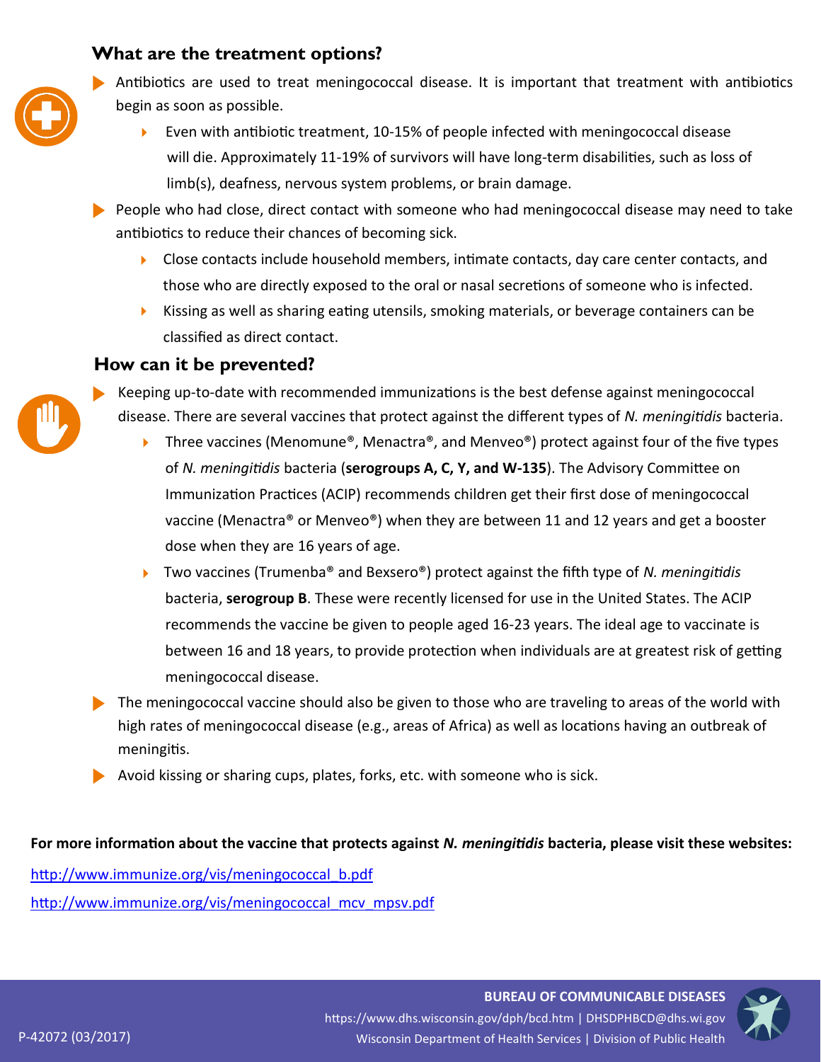## What are the treatment options?

- Antibiotics are used to treat meningococcal disease. It is important that treatment with antibiotics begin as soon as possible.
  - Even with antibiotic treatment, 10-15% of people infected with meningococcal disease will die. Approximately 11-19% of survivors will have long-term disabilities, such as loss of limb(s), deafness, nervous system problems, or brain damage.
- People who had close, direct contact with someone who had meningococcal disease may need to take antibiotics to reduce their chances of becoming sick.
  - Close contacts include household members, intimate contacts, day care center contacts, and those who are directly exposed to the oral or nasal secretions of someone who is infected.
  - Kissing as well as sharing eating utensils, smoking materials, or beverage containers can be classified as direct contact.

## How can it be prevented?

- Keeping up-to-date with recommended immunizations is the best defense against meningococcal disease. There are several vaccines that protect against the different types of *N. meningitidis* bacteria.
  - Three vaccines (Menomune®, Menactra®, and Menveo®) protect against four of the five types of *N. meningitidis* bacteria (**serogroups A, C, Y, and W-135**). The Advisory Committee on Immunization Practices (ACIP) recommends children get their first dose of meningococcal vaccine (Menactra® or Menveo®) when they are between 11 and 12 years and get a booster dose when they are 16 years of age.
  - Two vaccines (Trumenba® and Bexsero®) protect against the fifth type of *N. meningitidis* bacteria, **serogroup B**. These were recently licensed for use in the United States. The ACIP recommends the vaccine be given to people aged 16-23 years. The ideal age to vaccinate is between 16 and 18 years, to provide protection when individuals are at greatest risk of getting meningococcal disease.
- The meningococcal vaccine should also be given to those who are traveling to areas of the world with high rates of meningococcal disease (e.g., areas of Africa) as well as locations having an outbreak of meningitis.
- Avoid kissing or sharing cups, plates, forks, etc. with someone who is sick.

**For more information about the vaccine that protects against *N. meningitidis* bacteria, please visit these websites:**

http://www.immunize.org/vis/meningococcal_b.pdf

http://www.immunize.org/vis/meningococcal_mcv_mpsv.pdf

**BUREAU OF COMMUNICABLE DISEASES**

https://www.dhs.wisconsin.gov/dph/bcd.htm | DHSDPHBCD@dhs.wi.gov

Wisconsin Department of Health Services | Division of Public Health

P-42072 (03/2017)